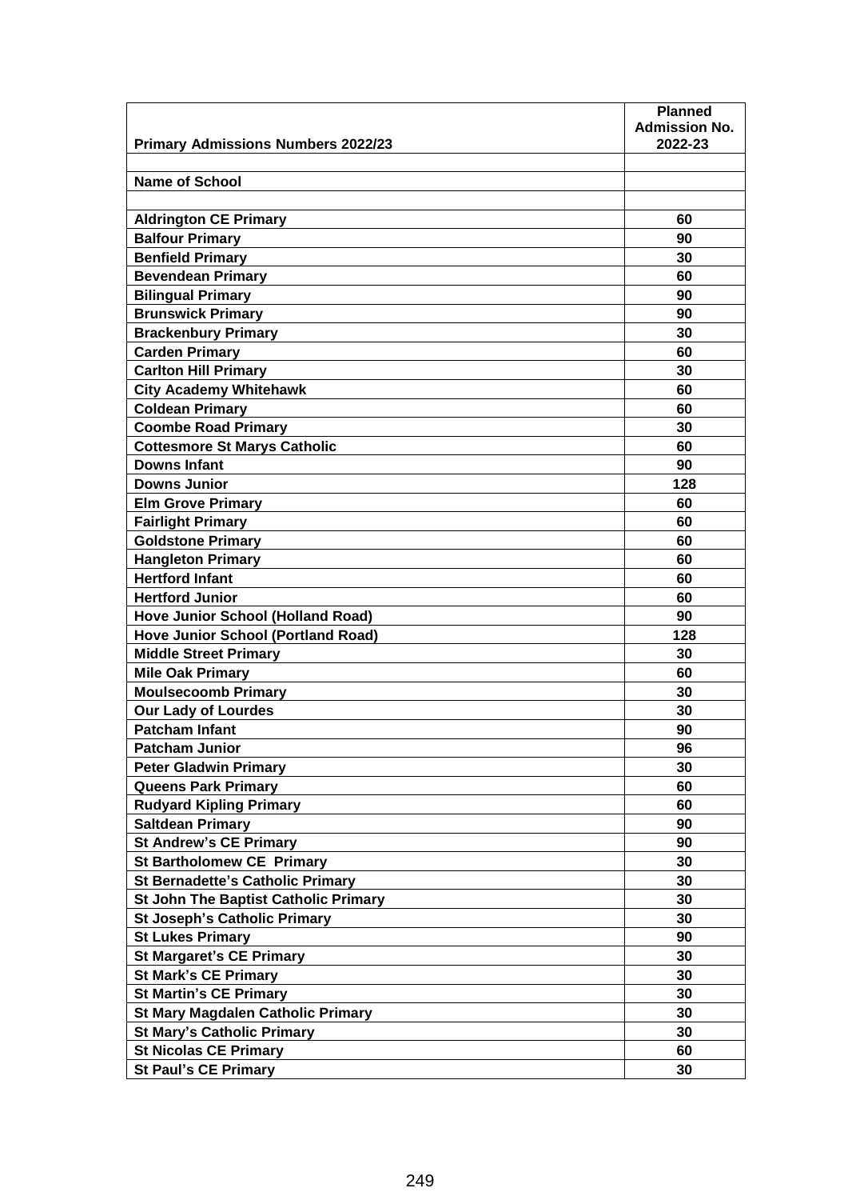| Primary Admissions Numbers 2022/23 | Planned Admission No. 2022-23 |
|---|---|
| | |
| **Name of School** | |
| | |
| **Aldrington CE Primary** | **60** |
| **Balfour Primary** | **90** |
| **Benfield Primary** | **30** |
| **Bevendean Primary** | **60** |
| **Bilingual Primary** | **90** |
| **Brunswick Primary** | **90** |
| **Brackenbury Primary** | **30** |
| **Carden Primary** | **60** |
| **Carlton Hill Primary** | **30** |
| **City Academy Whitehawk** | **60** |
| **Coldean Primary** | **60** |
| **Coombe Road Primary** | **30** |
| **Cottesmore St Marys Catholic** | **60** |
| **Downs Infant** | **90** |
| **Downs Junior** | **128** |
| **Elm Grove Primary** | **60** |
| **Fairlight Primary** | **60** |
| **Goldstone Primary** | **60** |
| **Hangleton Primary** | **60** |
| **Hertford Infant** | **60** |
| **Hertford Junior** | **60** |
| **Hove Junior School (Holland Road)** | **90** |
| **Hove Junior School (Portland Road)** | **128** |
| **Middle Street Primary** | **30** |
| **Mile Oak Primary** | **60** |
| **Moulsecoomb Primary** | **30** |
| **Our Lady of Lourdes** | **30** |
| **Patcham Infant** | **90** |
| **Patcham Junior** | **96** |
| **Peter Gladwin Primary** | **30** |
| **Queens Park Primary** | **60** |
| **Rudyard Kipling Primary** | **60** |
| **Saltdean Primary** | **90** |
| **St Andrew's CE Primary** | **90** |
| **St Bartholomew CE Primary** | **30** |
| **St Bernadette's Catholic Primary** | **30** |
| **St John The Baptist Catholic Primary** | **30** |
| **St Joseph's Catholic Primary** | **30** |
| **St Lukes Primary** | **90** |
| **St Margaret's CE Primary** | **30** |
| **St Mark's CE Primary** | **30** |
| **St Martin's CE Primary** | **30** |
| **St Mary Magdalen Catholic Primary** | **30** |
| **St Mary's Catholic Primary** | **30** |
| **St Nicolas CE Primary** | **60** |
| **St Paul's CE Primary** | **30** |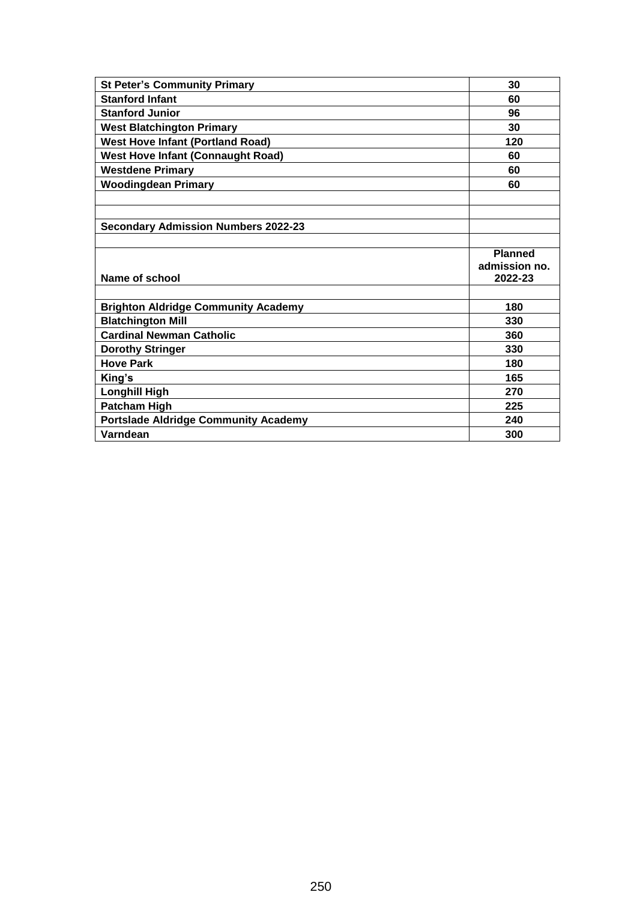| | |
|---|---|
| **St Peter's Community Primary** | **30** |
| **Stanford Infant** | **60** |
| **Stanford Junior** | **96** |
| **West Blatchington Primary** | **30** |
| **West Hove Infant (Portland Road)** | **120** |
| **West Hove Infant (Connaught Road)** | **60** |
| **Westdene Primary** | **60** |
| **Woodingdean Primary** | **60** |
| | |
| | |
| **Secondary Admission Numbers 2022-23** | |
| | |
| **Name of school** | **Planned admission no. 2022-23** |
| | |
| **Brighton Aldridge Community Academy** | **180** |
| **Blatchington Mill** | **330** |
| **Cardinal Newman Catholic** | **360** |
| **Dorothy Stringer** | **330** |
| **Hove Park** | **180** |
| **King's** | **165** |
| **Longhill High** | **270** |
| **Patcham High** | **225** |
| **Portslade Aldridge Community Academy** | **240** |
| **Varndean** | **300** |